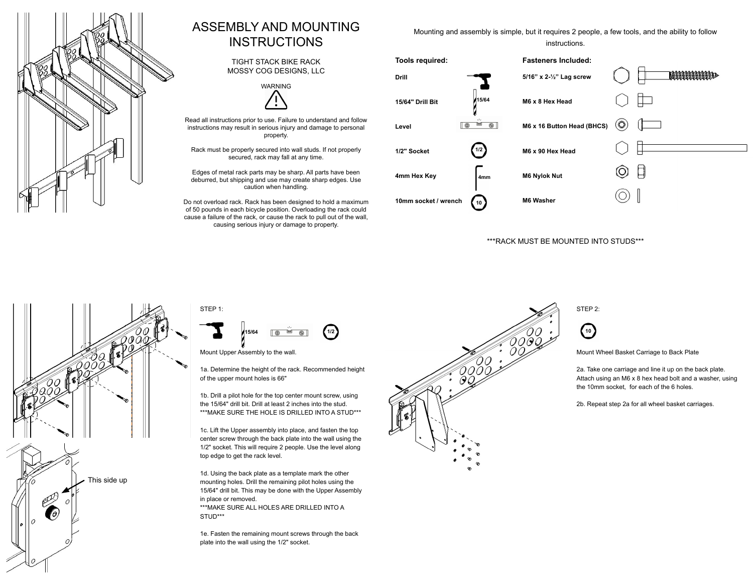# ASSEMBLY AND MOUNTING INSTRUCTIONS

TIGHT STACK BIKE RACK
MOSSY COG DESIGNS, LLC

WARNING

Read all instructions prior to use. Failure to understand and follow instructions may result in serious injury and damage to personal property.

Rack must be properly secured into wall studs. If not properly secured, rack may fall at any time.

Edges of metal rack parts may be sharp. All parts have been deburred, but shipping and use may create sharp edges. Use caution when handling.

Do not overload rack. Rack has been designed to hold a maximum of 50 pounds in each bicycle position. Overloading the rack could cause a failure of the rack, or cause the rack to pull out of the wall, causing serious injury or damage to property.

Mounting and assembly is simple, but it requires 2 people, a few tools, and the ability to follow instructions.

| Tools required: | Fasteners Included: |
|---|---|
| Drill | 5/16" x 2-½" Lag screw |
| 15/64" Drill Bit | M6 x 8 Hex Head |
| Level | M6 x 16 Button Head (BHCS) |
| 1/2" Socket | M6 x 90 Hex Head |
| 4mm Hex Key | M6 Nylok Nut |
| 10mm socket / wrench | M6 Washer |

***RACK MUST BE MOUNTED INTO STUDS***

## STEP 1:

Mount Upper Assembly to the wall.

1a. Determine the height of the rack. Recommended height of the upper mount holes is 66"

1b. Drill a pilot hole for the top center mount screw, using the 15/64" drill bit. Drill at least 2 inches into the stud.
***MAKE SURE THE HOLE IS DRILLED INTO A STUD***

1c. Lift the Upper assembly into place, and fasten the top center screw through the back plate into the wall using the 1/2" socket. This will require 2 people. Use the level along top edge to get the rack level.

1d. Using the back plate as a template mark the other mounting holes. Drill the remaining pilot holes using the 15/64" drill bit. This may be done with the Upper Assembly in place or removed.
***MAKE SURE ALL HOLES ARE DRILLED INTO A STUD***

1e. Fasten the remaining mount screws through the back plate into the wall using the 1/2" socket.

This side up

## STEP 2:

Mount Wheel Basket Carriage to Back Plate

2a. Take one carriage and line it up on the back plate. Attach using an M6 x 8 hex head bolt and a washer, using the 10mm socket, for each of the 6 holes.

2b. Repeat step 2a for all wheel basket carriages.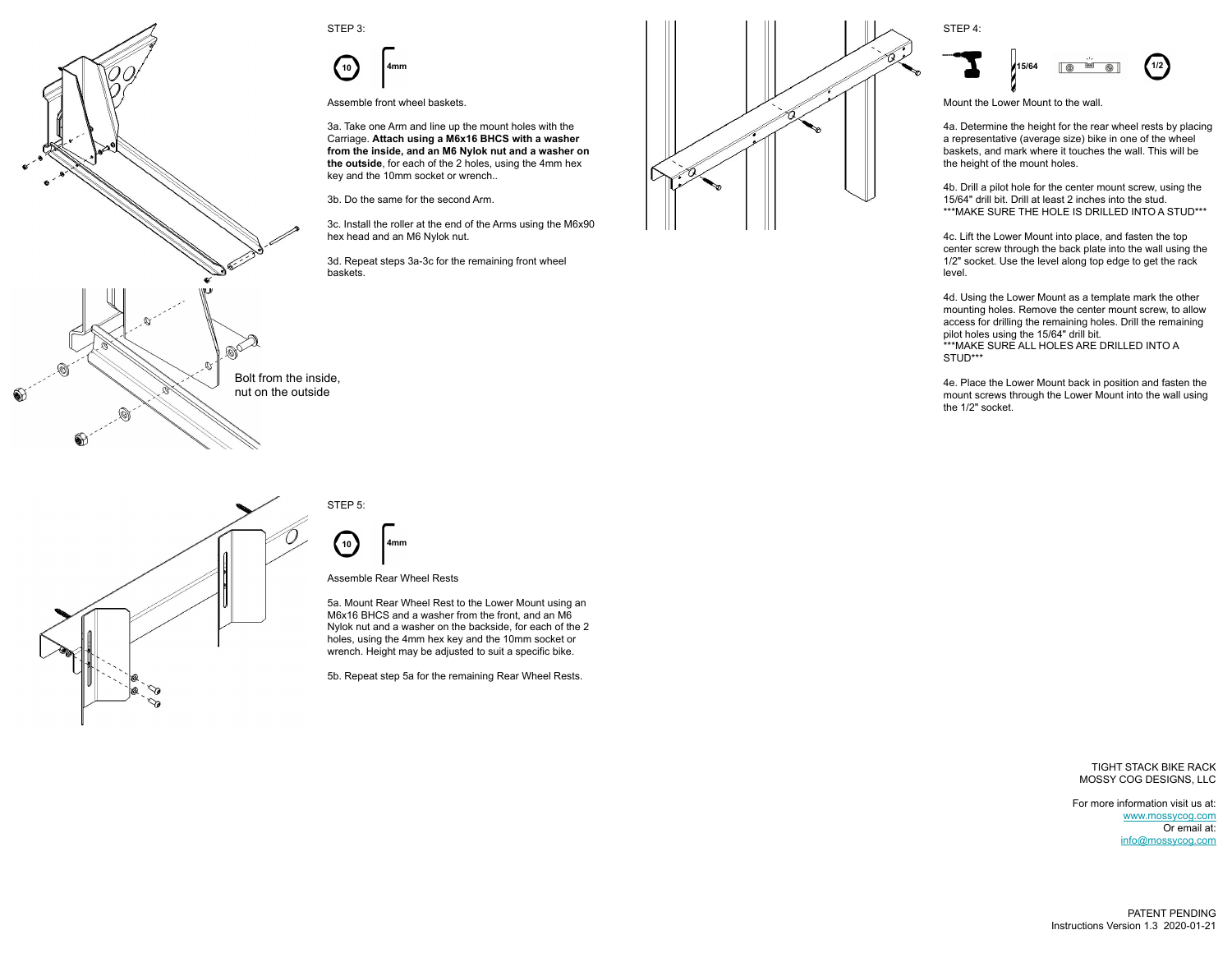## STEP 3:

10 4mm

Assemble front wheel baskets.

3a. Take one Arm and line up the mount holes with the Carriage. **Attach using a M6x16 BHCS with a washer from the inside, and an M6 Nylok nut and a washer on the outside**, for each of the 2 holes, using the 4mm hex key and the 10mm socket or wrench..

3b. Do the same for the second Arm.

3c. Install the roller at the end of the Arms using the M6x90 hex head and an M6 Nylok nut.

3d. Repeat steps 3a-3c for the remaining front wheel baskets.

Bolt from the inside, nut on the outside

## STEP 4:

15/64 1/2

Mount the Lower Mount to the wall.

4a. Determine the height for the rear wheel rests by placing a representative (average size) bike in one of the wheel baskets, and mark where it touches the wall. This will be the height of the mount holes.

4b. Drill a pilot hole for the center mount screw, using the 15/64" drill bit. Drill at least 2 inches into the stud.
***MAKE SURE THE HOLE IS DRILLED INTO A STUD***

4c. Lift the Lower Mount into place, and fasten the top center screw through the back plate into the wall using the 1/2" socket. Use the level along top edge to get the rack level.

4d. Using the Lower Mount as a template mark the other mounting holes. Remove the center mount screw, to allow access for drilling the remaining holes. Drill the remaining pilot holes using the 15/64" drill bit.
***MAKE SURE ALL HOLES ARE DRILLED INTO A STUD***

4e. Place the Lower Mount back in position and fasten the mount screws through the Lower Mount into the wall using the 1/2" socket.

## STEP 5:

10 4mm

Assemble Rear Wheel Rests

5a. Mount Rear Wheel Rest to the Lower Mount using an M6x16 BHCS and a washer from the front, and an M6 Nylok nut and a washer on the backside, for each of the 2 holes, using the 4mm hex key and the 10mm socket or wrench. Height may be adjusted to suit a specific bike.

5b. Repeat step 5a for the remaining Rear Wheel Rests.

TIGHT STACK BIKE RACK
MOSSY COG DESIGNS, LLC

For more information visit us at:
www.mossycog.com
Or email at:
info@mossycog.com

PATENT PENDING
Instructions Version 1.3 2020-01-21